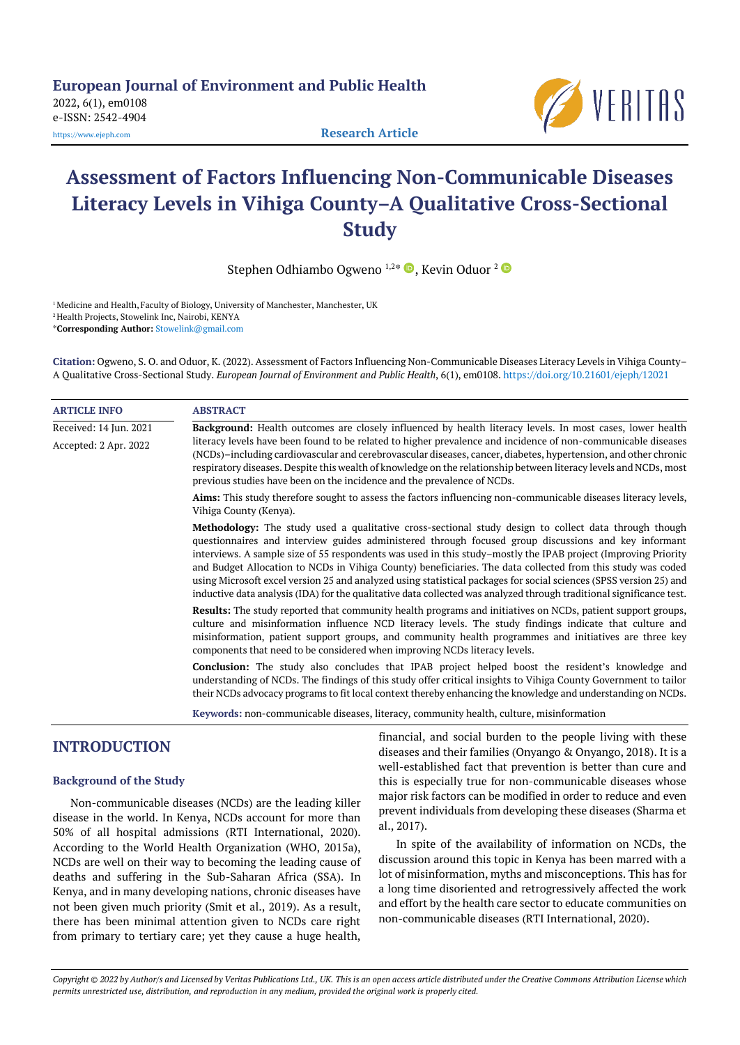# Assessment of Factors Influencing Non-Communicable Diseases Literacy Levels in Vihiga County–A Qualitative Cross-Sectional Study

Stephen Odhiambo Ogweno [1,2*], Kevin Oduor [2]

[1] Medicine and Health, Faculty of Biology, University of Manchester, Manchester, UK
[2] Health Projects, Stowelink Inc, Nairobi, KENYA
*Corresponding Author: Stowelink@gmail.com

**Citation:** Ogweno, S. O. and Oduor, K. (2022). Assessment of Factors Influencing Non-Communicable Diseases Literacy Levels in Vihiga County–A Qualitative Cross-Sectional Study. *European Journal of Environment and Public Health*, 6(1), em0108. https://doi.org/10.21601/ejeph/12021

**ARTICLE INFO**

Received: 14 Jun. 2021

Accepted: 2 Apr. 2022

**ABSTRACT**

**Background:** Health outcomes are closely influenced by health literacy levels. In most cases, lower health literacy levels have been found to be related to higher prevalence and incidence of non-communicable diseases (NCDs)–including cardiovascular and cerebrovascular diseases, cancer, diabetes, hypertension, and other chronic respiratory diseases. Despite this wealth of knowledge on the relationship between literacy levels and NCDs, most previous studies have been on the incidence and the prevalence of NCDs.

**Aims:** This study therefore sought to assess the factors influencing non-communicable diseases literacy levels, Vihiga County (Kenya).

**Methodology:** The study used a qualitative cross-sectional study design to collect data through though questionnaires and interview guides administered through focused group discussions and key informant interviews. A sample size of 55 respondents was used in this study–mostly the IPAB project (Improving Priority and Budget Allocation to NCDs in Vihiga County) beneficiaries. The data collected from this study was coded using Microsoft excel version 25 and analyzed using statistical packages for social sciences (SPSS version 25) and inductive data analysis (IDA) for the qualitative data collected was analyzed through traditional significance test.

**Results:** The study reported that community health programs and initiatives on NCDs, patient support groups, culture and misinformation influence NCD literacy levels. The study findings indicate that culture and misinformation, patient support groups, and community health programmes and initiatives are three key components that need to be considered when improving NCDs literacy levels.

**Conclusion:** The study also concludes that IPAB project helped boost the resident's knowledge and understanding of NCDs. The findings of this study offer critical insights to Vihiga County Government to tailor their NCDs advocacy programs to fit local context thereby enhancing the knowledge and understanding on NCDs.

**Keywords:** non-communicable diseases, literacy, community health, culture, misinformation

## INTRODUCTION

### Background of the Study

Non-communicable diseases (NCDs) are the leading killer disease in the world. In Kenya, NCDs account for more than 50% of all hospital admissions (RTI International, 2020). According to the World Health Organization (WHO, 2015a), NCDs are well on their way to becoming the leading cause of deaths and suffering in the Sub-Saharan Africa (SSA). In Kenya, and in many developing nations, chronic diseases have not been given much priority (Smit et al., 2019). As a result, there has been minimal attention given to NCDs care right from primary to tertiary care; yet they cause a huge health, financial, and social burden to the people living with these diseases and their families (Onyango & Onyango, 2018). It is a well-established fact that prevention is better than cure and this is especially true for non-communicable diseases whose major risk factors can be modified in order to reduce and even prevent individuals from developing these diseases (Sharma et al., 2017).

In spite of the availability of information on NCDs, the discussion around this topic in Kenya has been marred with a lot of misinformation, myths and misconceptions. This has for a long time disoriented and retrogressively affected the work and effort by the health care sector to educate communities on non-communicable diseases (RTI International, 2020).

*Copyright © 2022 by Author/s and Licensed by Veritas Publications Ltd., UK. This is an open access article distributed under the Creative Commons Attribution License which permits unrestricted use, distribution, and reproduction in any medium, provided the original work is properly cited.*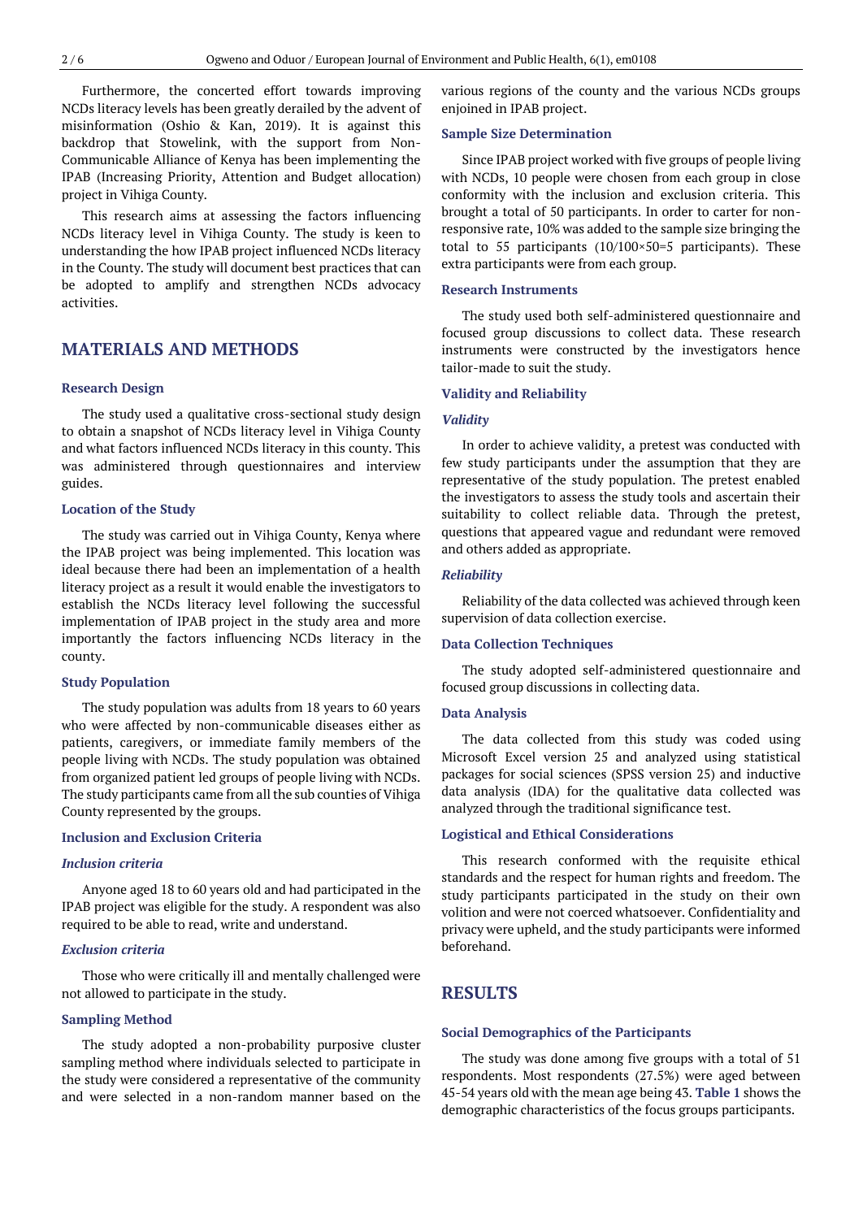Furthermore, the concerted effort towards improving NCDs literacy levels has been greatly derailed by the advent of misinformation (Oshio & Kan, 2019). It is against this backdrop that Stowelink, with the support from Non-Communicable Alliance of Kenya has been implementing the IPAB (Increasing Priority, Attention and Budget allocation) project in Vihiga County.

This research aims at assessing the factors influencing NCDs literacy level in Vihiga County. The study is keen to understanding the how IPAB project influenced NCDs literacy in the County. The study will document best practices that can be adopted to amplify and strengthen NCDs advocacy activities.

## MATERIALS AND METHODS

### Research Design

The study used a qualitative cross-sectional study design to obtain a snapshot of NCDs literacy level in Vihiga County and what factors influenced NCDs literacy in this county. This was administered through questionnaires and interview guides.

### Location of the Study

The study was carried out in Vihiga County, Kenya where the IPAB project was being implemented. This location was ideal because there had been an implementation of a health literacy project as a result it would enable the investigators to establish the NCDs literacy level following the successful implementation of IPAB project in the study area and more importantly the factors influencing NCDs literacy in the county.

### Study Population

The study population was adults from 18 years to 60 years who were affected by non-communicable diseases either as patients, caregivers, or immediate family members of the people living with NCDs. The study population was obtained from organized patient led groups of people living with NCDs. The study participants came from all the sub counties of Vihiga County represented by the groups.

### Inclusion and Exclusion Criteria

#### *Inclusion criteria*

Anyone aged 18 to 60 years old and had participated in the IPAB project was eligible for the study. A respondent was also required to be able to read, write and understand.

#### *Exclusion criteria*

Those who were critically ill and mentally challenged were not allowed to participate in the study.

### Sampling Method

The study adopted a non-probability purposive cluster sampling method where individuals selected to participate in the study were considered a representative of the community and were selected in a non-random manner based on the various regions of the county and the various NCDs groups enjoined in IPAB project.

### Sample Size Determination

Since IPAB project worked with five groups of people living with NCDs, 10 people were chosen from each group in close conformity with the inclusion and exclusion criteria. This brought a total of 50 participants. In order to carter for non-responsive rate, 10% was added to the sample size bringing the total to 55 participants ($10/100 \times 50 = 5$ participants). These extra participants were from each group.

### Research Instruments

The study used both self-administered questionnaire and focused group discussions to collect data. These research instruments were constructed by the investigators hence tailor-made to suit the study.

### Validity and Reliability

#### *Validity*

In order to achieve validity, a pretest was conducted with few study participants under the assumption that they are representative of the study population. The pretest enabled the investigators to assess the study tools and ascertain their suitability to collect reliable data. Through the pretest, questions that appeared vague and redundant were removed and others added as appropriate.

#### *Reliability*

Reliability of the data collected was achieved through keen supervision of data collection exercise.

### Data Collection Techniques

The study adopted self-administered questionnaire and focused group discussions in collecting data.

### Data Analysis

The data collected from this study was coded using Microsoft Excel version 25 and analyzed using statistical packages for social sciences (SPSS version 25) and inductive data analysis (IDA) for the qualitative data collected was analyzed through the traditional significance test.

### Logistical and Ethical Considerations

This research conformed with the requisite ethical standards and the respect for human rights and freedom. The study participants participated in the study on their own volition and were not coerced whatsoever. Confidentiality and privacy were upheld, and the study participants were informed beforehand.

## RESULTS

### Social Demographics of the Participants

The study was done among five groups with a total of 51 respondents. Most respondents (27.5%) were aged between 45-54 years old with the mean age being 43. **Table 1** shows the demographic characteristics of the focus groups participants.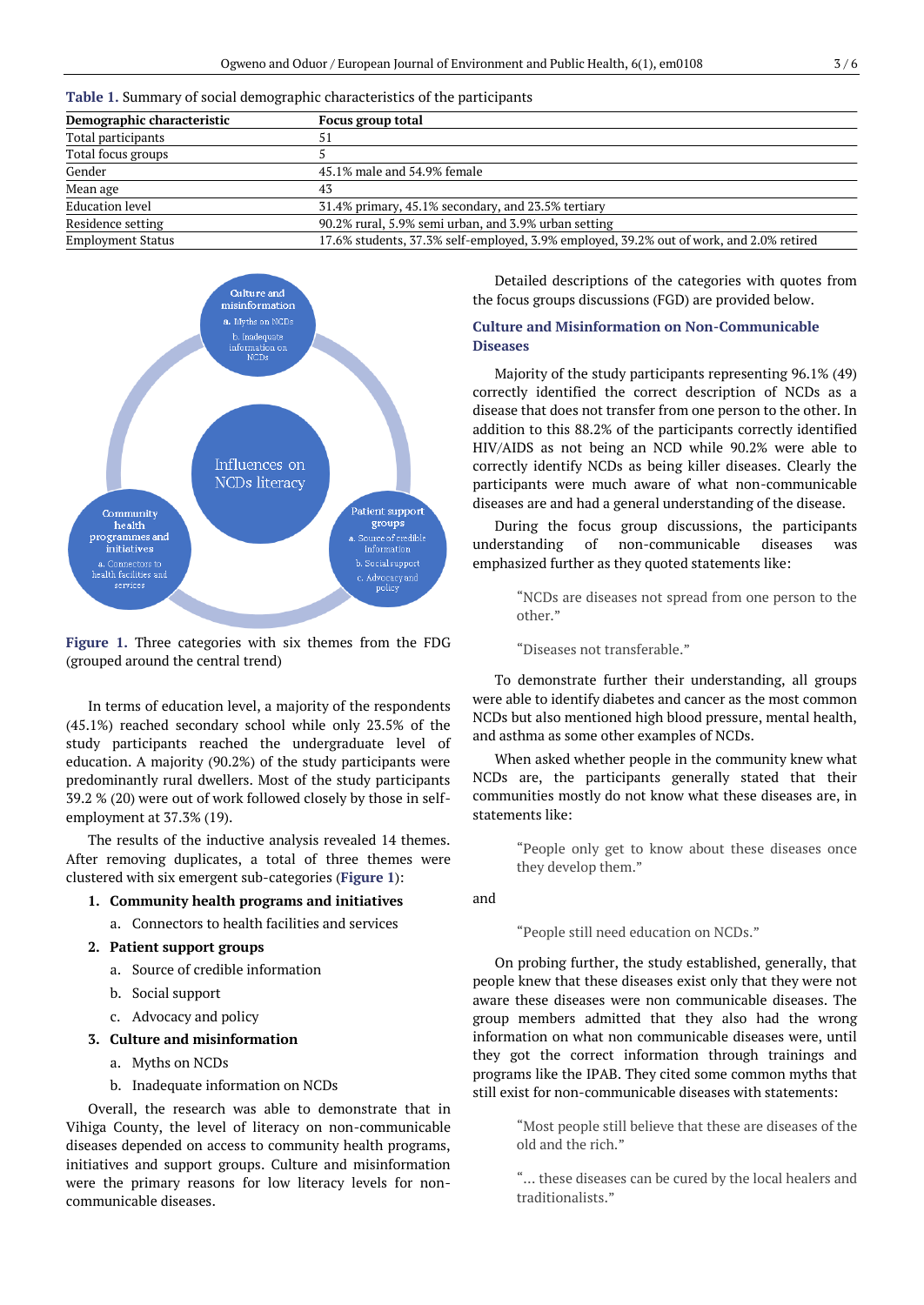**Table 1.** Summary of social demographic characteristics of the participants

| Demographic characteristic | Focus group total |
|---|---|
| Total participants | 51 |
| Total focus groups | 5 |
| Gender | 45.1% male and 54.9% female |
| Mean age | 43 |
| Education level | 31.4% primary, 45.1% secondary, and 23.5% tertiary |
| Residence setting | 90.2% rural, 5.9% semi urban, and 3.9% urban setting |
| Employment Status | 17.6% students, 37.3% self-employed, 3.9% employed, 39.2% out of work, and 2.0% retired |

**Figure 1.** Three categories with six themes from the FDG (grouped around the central trend)

In terms of education level, a majority of the respondents (45.1%) reached secondary school while only 23.5% of the study participants reached the undergraduate level of education. A majority (90.2%) of the study participants were predominantly rural dwellers. Most of the study participants 39.2 % (20) were out of work followed closely by those in self-employment at 37.3% (19).

The results of the inductive analysis revealed 14 themes. After removing duplicates, a total of three themes were clustered with six emergent sub-categories (**Figure 1**):

1. **Community health programs and initiatives**
   a. Connectors to health facilities and services
2. **Patient support groups**
   a. Source of credible information
   b. Social support
   c. Advocacy and policy
3. **Culture and misinformation**
   a. Myths on NCDs
   b. Inadequate information on NCDs

Overall, the research was able to demonstrate that in Vihiga County, the level of literacy on non-communicable diseases depended on access to community health programs, initiatives and support groups. Culture and misinformation were the primary reasons for low literacy levels for non-communicable diseases.

Detailed descriptions of the categories with quotes from the focus groups discussions (FGD) are provided below.

### Culture and Misinformation on Non-Communicable Diseases

Majority of the study participants representing 96.1% (49) correctly identified the correct description of NCDs as a disease that does not transfer from one person to the other. In addition to this 88.2% of the participants correctly identified HIV/AIDS as not being an NCD while 90.2% were able to correctly identify NCDs as being killer diseases. Clearly the participants were much aware of what non-communicable diseases are and had a general understanding of the disease.

During the focus group discussions, the participants understanding of non-communicable diseases was emphasized further as they quoted statements like:

> "NCDs are diseases not spread from one person to the other."

> "Diseases not transferable."

To demonstrate further their understanding, all groups were able to identify diabetes and cancer as the most common NCDs but also mentioned high blood pressure, mental health, and asthma as some other examples of NCDs.

When asked whether people in the community knew what NCDs are, the participants generally stated that their communities mostly do not know what these diseases are, in statements like:

> "People only get to know about these diseases once they develop them."

and

> "People still need education on NCDs."

On probing further, the study established, generally, that people knew that these diseases exist only that they were not aware these diseases were non communicable diseases. The group members admitted that they also had the wrong information on what non communicable diseases were, until they got the correct information through trainings and programs like the IPAB. They cited some common myths that still exist for non-communicable diseases with statements:

> "Most people still believe that these are diseases of the old and the rich."

> "… these diseases can be cured by the local healers and traditionalists."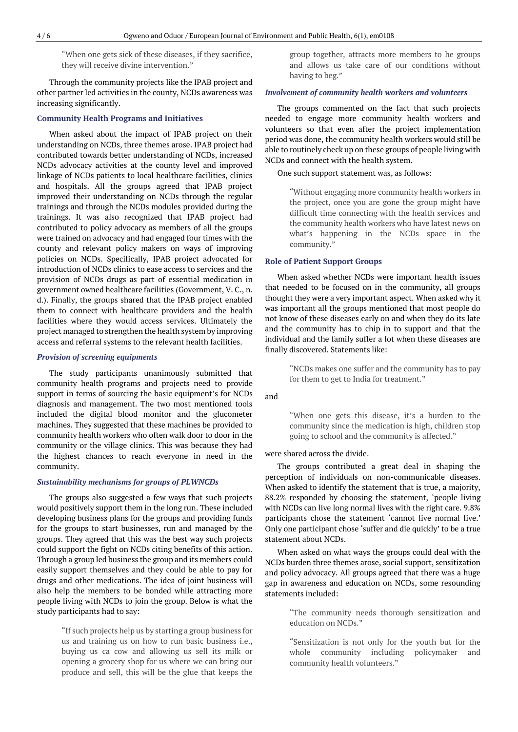> "When one gets sick of these diseases, if they sacrifice, they will receive divine intervention."

Through the community projects like the IPAB project and other partner led activities in the county, NCDs awareness was increasing significantly.

### Community Health Programs and Initiatives

When asked about the impact of IPAB project on their understanding on NCDs, three themes arose. IPAB project had contributed towards better understanding of NCDs, increased NCDs advocacy activities at the county level and improved linkage of NCDs patients to local healthcare facilities, clinics and hospitals. All the groups agreed that IPAB project improved their understanding on NCDs through the regular trainings and through the NCDs modules provided during the trainings. It was also recognized that IPAB project had contributed to policy advocacy as members of all the groups were trained on advocacy and had engaged four times with the county and relevant policy makers on ways of improving policies on NCDs. Specifically, IPAB project advocated for introduction of NCDs clinics to ease access to services and the provision of NCDs drugs as part of essential medication in government owned healthcare facilities (Government, V. C., n. d.). Finally, the groups shared that the IPAB project enabled them to connect with healthcare providers and the health facilities where they would access services. Ultimately the project managed to strengthen the health system by improving access and referral systems to the relevant health facilities.

#### *Provision of screening equipments*

The study participants unanimously submitted that community health programs and projects need to provide support in terms of sourcing the basic equipment's for NCDs diagnosis and management. The two most mentioned tools included the digital blood monitor and the glucometer machines. They suggested that these machines be provided to community health workers who often walk door to door in the community or the village clinics. This was because they had the highest chances to reach everyone in need in the community.

#### *Sustainability mechanisms for groups of PLWNCDs*

The groups also suggested a few ways that such projects would positively support them in the long run. These included developing business plans for the groups and providing funds for the groups to start businesses, run and managed by the groups. They agreed that this was the best way such projects could support the fight on NCDs citing benefits of this action. Through a group led business the group and its members could easily support themselves and they could be able to pay for drugs and other medications. The idea of joint business will also help the members to be bonded while attracting more people living with NCDs to join the group. Below is what the study participants had to say:

> "If such projects help us by starting a group business for us and training us on how to run basic business i.e., buying us ca cow and allowing us sell its milk or opening a grocery shop for us where we can bring our produce and sell, this will be the glue that keeps the group together, attracts more members to he groups and allows us take care of our conditions without having to beg."

#### *Involvement of community health workers and volunteers*

The groups commented on the fact that such projects needed to engage more community health workers and volunteers so that even after the project implementation period was done, the community health workers would still be able to routinely check up on these groups of people living with NCDs and connect with the health system.

One such support statement was, as follows:

> "Without engaging more community health workers in the project, once you are gone the group might have difficult time connecting with the health services and the community health workers who have latest news on what's happening in the NCDs space in the community."

### Role of Patient Support Groups

When asked whether NCDs were important health issues that needed to be focused on in the community, all groups thought they were a very important aspect. When asked why it was important all the groups mentioned that most people do not know of these diseases early on and when they do its late and the community has to chip in to support and that the individual and the family suffer a lot when these diseases are finally discovered. Statements like:

> "NCDs makes one suffer and the community has to pay for them to get to India for treatment."

and

> "When one gets this disease, it's a burden to the community since the medication is high, children stop going to school and the community is affected."

were shared across the divide.

The groups contributed a great deal in shaping the perception of individuals on non-communicable diseases. When asked to identify the statement that is true, a majority, 88.2% responded by choosing the statement, 'people living with NCDs can live long normal lives with the right care. 9.8% participants chose the statement 'cannot live normal live.' Only one participant chose 'suffer and die quickly' to be a true statement about NCDs.

When asked on what ways the groups could deal with the NCDs burden three themes arose, social support, sensitization and policy advocacy. All groups agreed that there was a huge gap in awareness and education on NCDs, some resounding statements included:

> "The community needs thorough sensitization and education on NCDs."

> "Sensitization is not only for the youth but for the whole community including policymaker and community health volunteers."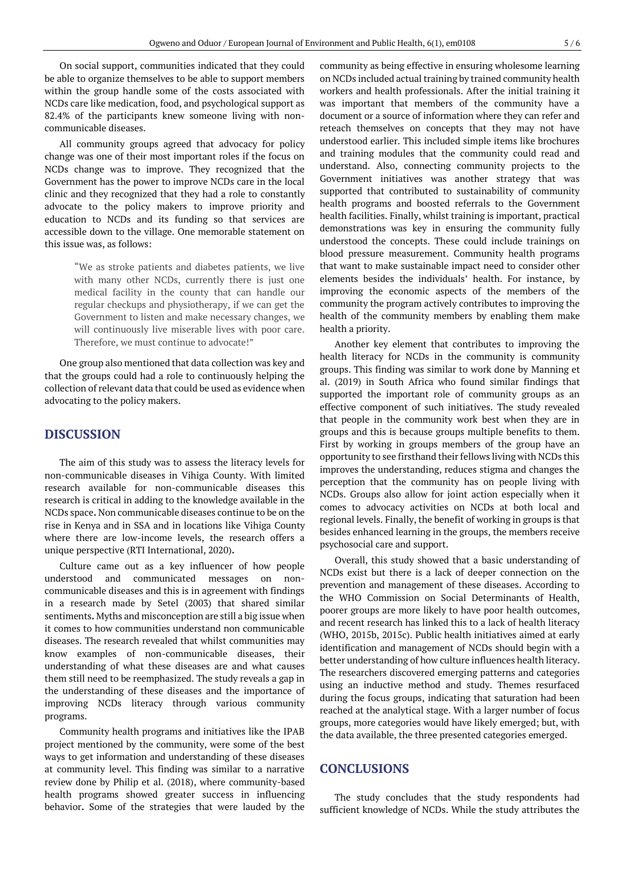On social support, communities indicated that they could be able to organize themselves to be able to support members within the group handle some of the costs associated with NCDs care like medication, food, and psychological support as 82.4% of the participants knew someone living with non-communicable diseases.

All community groups agreed that advocacy for policy change was one of their most important roles if the focus on NCDs change was to improve. They recognized that the Government has the power to improve NCDs care in the local clinic and they recognized that they had a role to constantly advocate to the policy makers to improve priority and education to NCDs and its funding so that services are accessible down to the village. One memorable statement on this issue was, as follows:

> "We as stroke patients and diabetes patients, we live with many other NCDs, currently there is just one medical facility in the county that can handle our regular checkups and physiotherapy, if we can get the Government to listen and make necessary changes, we will continuously live miserable lives with poor care. Therefore, we must continue to advocate!"

One group also mentioned that data collection was key and that the groups could had a role to continuously helping the collection of relevant data that could be used as evidence when advocating to the policy makers.

## DISCUSSION

The aim of this study was to assess the literacy levels for non-communicable diseases in Vihiga County. With limited research available for non-communicable diseases this research is critical in adding to the knowledge available in the NCDs space**.** Non communicable diseases continue to be on the rise in Kenya and in SSA and in locations like Vihiga County where there are low-income levels, the research offers a unique perspective (RTI International, 2020)**.**

Culture came out as a key influencer of how people understood and communicated messages on non-communicable diseases and this is in agreement with findings in a research made by Setel (2003) that shared similar sentiments**.** Myths and misconception are still a big issue when it comes to how communities understand non communicable diseases. The research revealed that whilst communities may know examples of non-communicable diseases, their understanding of what these diseases are and what causes them still need to be reemphasized. The study reveals a gap in the understanding of these diseases and the importance of improving NCDs literacy through various community programs.

Community health programs and initiatives like the IPAB project mentioned by the community, were some of the best ways to get information and understanding of these diseases at community level. This finding was similar to a narrative review done by Philip et al. (2018), where community-based health programs showed greater success in influencing behavior**.** Some of the strategies that were lauded by the community as being effective in ensuring wholesome learning on NCDs included actual training by trained community health workers and health professionals. After the initial training it was important that members of the community have a document or a source of information where they can refer and reteach themselves on concepts that they may not have understood earlier. This included simple items like brochures and training modules that the community could read and understand. Also, connecting community projects to the Government initiatives was another strategy that was supported that contributed to sustainability of community health programs and boosted referrals to the Government health facilities. Finally, whilst training is important, practical demonstrations was key in ensuring the community fully understood the concepts. These could include trainings on blood pressure measurement. Community health programs that want to make sustainable impact need to consider other elements besides the individuals' health. For instance, by improving the economic aspects of the members of the community the program actively contributes to improving the health of the community members by enabling them make health a priority.

Another key element that contributes to improving the health literacy for NCDs in the community is community groups. This finding was similar to work done by Manning et al. (2019) in South Africa who found similar findings that supported the important role of community groups as an effective component of such initiatives. The study revealed that people in the community work best when they are in groups and this is because groups multiple benefits to them. First by working in groups members of the group have an opportunity to see firsthand their fellows living with NCDs this improves the understanding, reduces stigma and changes the perception that the community has on people living with NCDs. Groups also allow for joint action especially when it comes to advocacy activities on NCDs at both local and regional levels. Finally, the benefit of working in groups is that besides enhanced learning in the groups, the members receive psychosocial care and support.

Overall, this study showed that a basic understanding of NCDs exist but there is a lack of deeper connection on the prevention and management of these diseases. According to the WHO Commission on Social Determinants of Health, poorer groups are more likely to have poor health outcomes, and recent research has linked this to a lack of health literacy (WHO, 2015b, 2015c). Public health initiatives aimed at early identification and management of NCDs should begin with a better understanding of how culture influences health literacy. The researchers discovered emerging patterns and categories using an inductive method and study. Themes resurfaced during the focus groups, indicating that saturation had been reached at the analytical stage. With a larger number of focus groups, more categories would have likely emerged; but, with the data available, the three presented categories emerged.

## CONCLUSIONS

The study concludes that the study respondents had sufficient knowledge of NCDs. While the study attributes the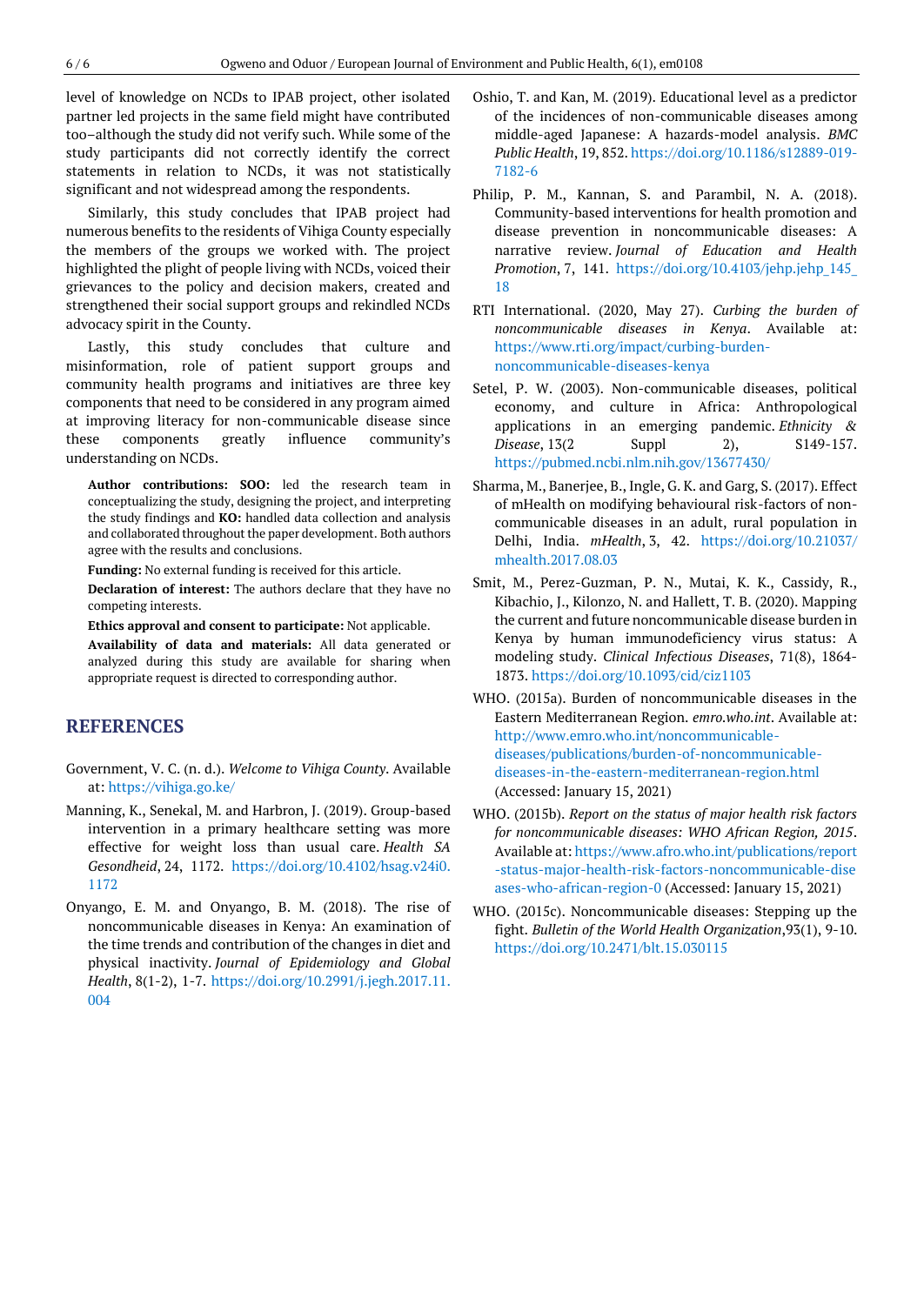level of knowledge on NCDs to IPAB project, other isolated partner led projects in the same field might have contributed too–although the study did not verify such. While some of the study participants did not correctly identify the correct statements in relation to NCDs, it was not statistically significant and not widespread among the respondents.

Similarly, this study concludes that IPAB project had numerous benefits to the residents of Vihiga County especially the members of the groups we worked with. The project highlighted the plight of people living with NCDs, voiced their grievances to the policy and decision makers, created and strengthened their social support groups and rekindled NCDs advocacy spirit in the County.

Lastly, this study concludes that culture and misinformation, role of patient support groups and community health programs and initiatives are three key components that need to be considered in any program aimed at improving literacy for non-communicable disease since these components greatly influence community's understanding on NCDs.

**Author contributions:** **SOO:** led the research team in conceptualizing the study, designing the project, and interpreting the study findings and **KO:** handled data collection and analysis and collaborated throughout the paper development. Both authors agree with the results and conclusions.

**Funding:** No external funding is received for this article.

**Declaration of interest:** The authors declare that they have no competing interests.

**Ethics approval and consent to participate:** Not applicable.

**Availability of data and materials:** All data generated or analyzed during this study are available for sharing when appropriate request is directed to corresponding author.

## REFERENCES

Government, V. C. (n. d.). *Welcome to Vihiga County*. Available at: https://vihiga.go.ke/

Manning, K., Senekal, M. and Harbron, J. (2019). Group-based intervention in a primary healthcare setting was more effective for weight loss than usual care. *Health SA Gesondheid*, 24, 1172. https://doi.org/10.4102/hsag.v24i0.1172

Onyango, E. M. and Onyango, B. M. (2018). The rise of noncommunicable diseases in Kenya: An examination of the time trends and contribution of the changes in diet and physical inactivity. *Journal of Epidemiology and Global Health*, 8(1-2), 1-7. https://doi.org/10.2991/j.jegh.2017.11.004

Oshio, T. and Kan, M. (2019). Educational level as a predictor of the incidences of non-communicable diseases among middle-aged Japanese: A hazards-model analysis. *BMC Public Health*, 19, 852. https://doi.org/10.1186/s12889-019-7182-6

Philip, P. M., Kannan, S. and Parambil, N. A. (2018). Community-based interventions for health promotion and disease prevention in noncommunicable diseases: A narrative review. *Journal of Education and Health Promotion*, 7, 141. https://doi.org/10.4103/jehp.jehp_145_18

RTI International. (2020, May 27). *Curbing the burden of noncommunicable diseases in Kenya*. Available at: https://www.rti.org/impact/curbing-burden-noncommunicable-diseases-kenya

Setel, P. W. (2003). Non-communicable diseases, political economy, and culture in Africa: Anthropological applications in an emerging pandemic. *Ethnicity & Disease*, 13(2 Suppl 2), S149-157. https://pubmed.ncbi.nlm.nih.gov/13677430/

Sharma, M., Banerjee, B., Ingle, G. K. and Garg, S. (2017). Effect of mHealth on modifying behavioural risk-factors of non-communicable diseases in an adult, rural population in Delhi, India. *mHealth*, 3, 42. https://doi.org/10.21037/mhealth.2017.08.03

Smit, M., Perez-Guzman, P. N., Mutai, K. K., Cassidy, R., Kibachio, J., Kilonzo, N. and Hallett, T. B. (2020). Mapping the current and future noncommunicable disease burden in Kenya by human immunodeficiency virus status: A modeling study. *Clinical Infectious Diseases*, 71(8), 1864-1873. https://doi.org/10.1093/cid/ciz1103

WHO. (2015a). Burden of noncommunicable diseases in the Eastern Mediterranean Region. *emro.who.int*. Available at: http://www.emro.who.int/noncommunicable-diseases/publications/burden-of-noncommunicable-diseases-in-the-eastern-mediterranean-region.html (Accessed: January 15, 2021)

WHO. (2015b). *Report on the status of major health risk factors for noncommunicable diseases: WHO African Region, 2015*. Available at: https://www.afro.who.int/publications/report-status-major-health-risk-factors-noncommunicable-diseases-who-african-region-0 (Accessed: January 15, 2021)

WHO. (2015c). Noncommunicable diseases: Stepping up the fight. *Bulletin of the World Health Organization*,93(1), 9-10. https://doi.org/10.2471/blt.15.030115